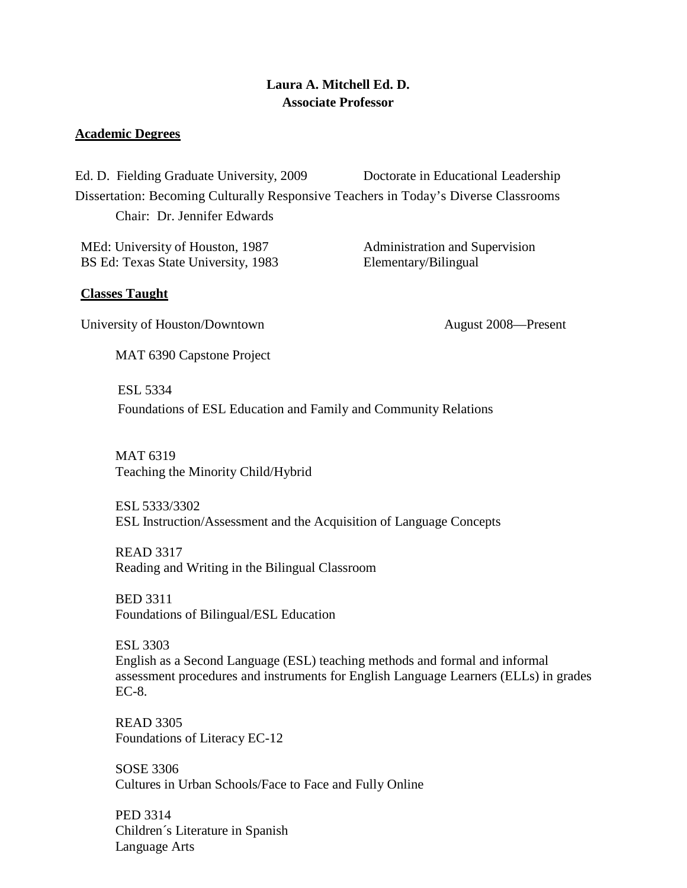**Laura A. Mitchell Ed. D.**
**Associate Professor**

## Academic Degrees

Ed. D. Fielding Graduate University, 2009 Doctorate in Educational Leadership
Dissertation: Becoming Culturally Responsive Teachers in Today's Diverse Classrooms
Chair: Dr. Jennifer Edwards

MEd: University of Houston, 1987 Administration and Supervision
BS Ed: Texas State University, 1983 Elementary/Bilingual

## Classes Taught

University of Houston/Downtown August 2008—Present

MAT 6390 Capstone Project

ESL 5334
Foundations of ESL Education and Family and Community Relations

MAT 6319
Teaching the Minority Child/Hybrid

ESL 5333/3302
ESL Instruction/Assessment and the Acquisition of Language Concepts

READ 3317
Reading and Writing in the Bilingual Classroom

BED 3311
Foundations of Bilingual/ESL Education

ESL 3303
English as a Second Language (ESL) teaching methods and formal and informal assessment procedures and instruments for English Language Learners (ELLs) in grades EC-8.

READ 3305
Foundations of Literacy EC-12

SOSE 3306
Cultures in Urban Schools/Face to Face and Fully Online

PED 3314
Children´s Literature in Spanish
Language Arts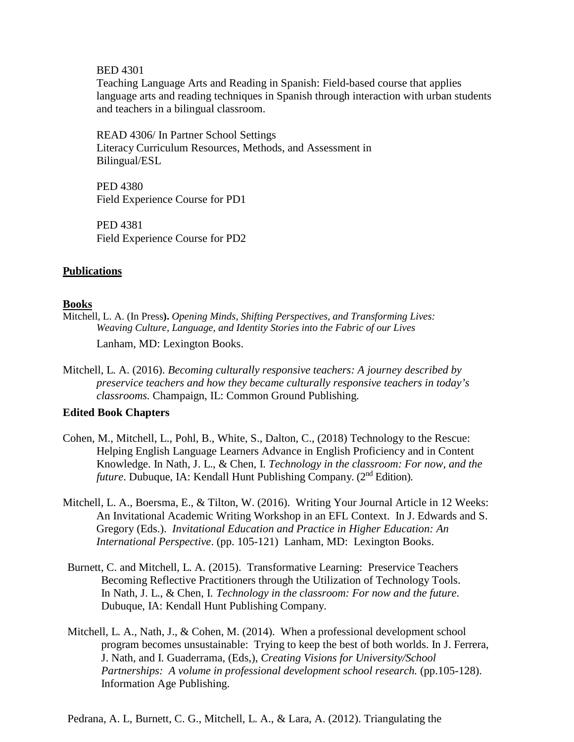BED 4301
Teaching Language Arts and Reading in Spanish: Field-based course that applies language arts and reading techniques in Spanish through interaction with urban students and teachers in a bilingual classroom.

READ 4306/ In Partner School Settings
Literacy Curriculum Resources, Methods, and Assessment in Bilingual/ESL

PED 4380
Field Experience Course for PD1

PED 4381
Field Experience Course for PD2

## Publications

### Books

Mitchell, L. A. (In Press**).** *Opening Minds, Shifting Perspectives, and Transforming Lives: Weaving Culture, Language, and Identity Stories into the Fabric of our Lives* Lanham, MD: Lexington Books.

Mitchell, L. A. (2016). *Becoming culturally responsive teachers: A journey described by preservice teachers and how they became culturally responsive teachers in today's classrooms.* Champaign, IL: Common Ground Publishing.

### Edited Book Chapters

Cohen, M., Mitchell, L., Pohl, B., White, S., Dalton, C., (2018) Technology to the Rescue: Helping English Language Learners Advance in English Proficiency and in Content Knowledge. In Nath, J. L., & Chen, I. *Technology in the classroom: For now, and the future*. Dubuque, IA: Kendall Hunt Publishing Company. (2nd Edition).

Mitchell, L. A., Boersma, E., & Tilton, W. (2016). Writing Your Journal Article in 12 Weeks: An Invitational Academic Writing Workshop in an EFL Context. In J. Edwards and S. Gregory (Eds.). *Invitational Education and Practice in Higher Education: An International Perspective*. (pp. 105-121) Lanham, MD: Lexington Books.

Burnett, C. and Mitchell, L. A. (2015). Transformative Learning: Preservice Teachers Becoming Reflective Practitioners through the Utilization of Technology Tools. In Nath, J. L., & Chen, I. *Technology in the classroom: For now and the future*. Dubuque, IA: Kendall Hunt Publishing Company.

Mitchell, L. A., Nath, J., & Cohen, M. (2014). When a professional development school program becomes unsustainable: Trying to keep the best of both worlds. In J. Ferrera, J. Nath, and I. Guaderrama, (Eds,), *Creating Visions for University/School Partnerships: A volume in professional development school research.* (pp.105-128). Information Age Publishing.

Pedrana, A. L, Burnett, C. G., Mitchell, L. A., & Lara, A. (2012). Triangulating the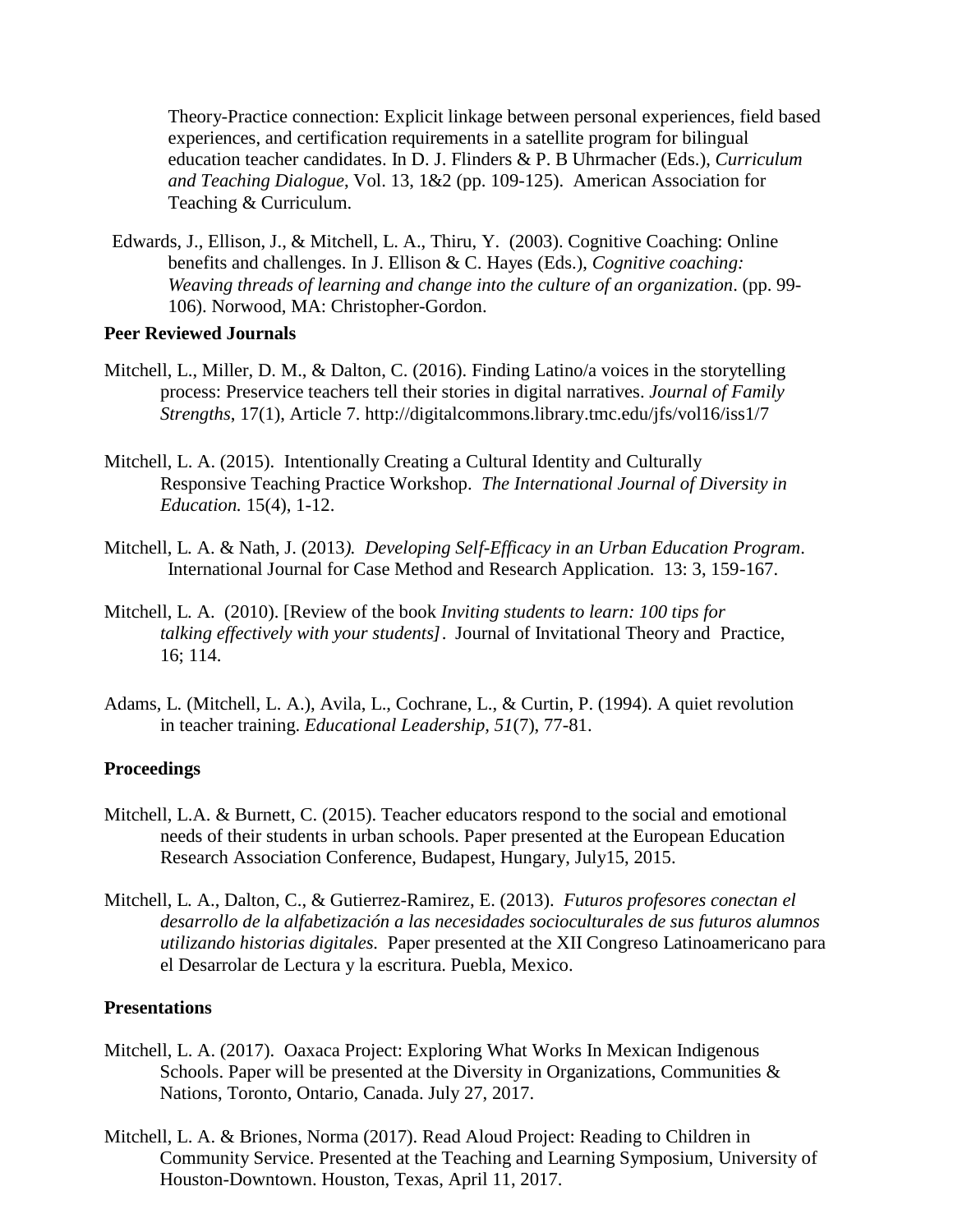Theory-Practice connection: Explicit linkage between personal experiences, field based experiences, and certification requirements in a satellite program for bilingual education teacher candidates. In D. J. Flinders & P. B Uhrmacher (Eds.), *Curriculum and Teaching Dialogue*, Vol. 13, 1&2 (pp. 109-125). American Association for Teaching & Curriculum.

Edwards, J., Ellison, J., & Mitchell, L. A., Thiru, Y. (2003). Cognitive Coaching: Online benefits and challenges. In J. Ellison & C. Hayes (Eds.), *Cognitive coaching: Weaving threads of learning and change into the culture of an organization*. (pp. 99-106). Norwood, MA: Christopher-Gordon.

**Peer Reviewed Journals**

Mitchell, L., Miller, D. M., & Dalton, C. (2016). Finding Latino/a voices in the storytelling process: Preservice teachers tell their stories in digital narratives. *Journal of Family Strengths*, 17(1), Article 7. http://digitalcommons.library.tmc.edu/jfs/vol16/iss1/7

Mitchell, L. A. (2015). Intentionally Creating a Cultural Identity and Culturally Responsive Teaching Practice Workshop. *The International Journal of Diversity in Education.* 15(4), 1-12.

Mitchell, L. A. & Nath, J. (2013*). Developing Self-Efficacy in an Urban Education Program*. International Journal for Case Method and Research Application. 13: 3, 159-167.

Mitchell, L. A. (2010). [Review of the book *Inviting students to learn: 100 tips for talking effectively with your students]*. Journal of Invitational Theory and Practice, 16; 114.

Adams, L. (Mitchell, L. A.), Avila, L., Cochrane, L., & Curtin, P. (1994). A quiet revolution in teacher training. *Educational Leadership, 51*(7), 77-81.

**Proceedings**

Mitchell, L.A. & Burnett, C. (2015). Teacher educators respond to the social and emotional needs of their students in urban schools. Paper presented at the European Education Research Association Conference, Budapest, Hungary, July15, 2015.

Mitchell, L. A., Dalton, C., & Gutierrez-Ramirez, E. (2013). *Futuros profesores conectan el desarrollo de la alfabetización a las necesidades socioculturales de sus futuros alumnos utilizando historias digitales.* Paper presented at the XII Congreso Latinoamericano para el Desarrolar de Lectura y la escritura. Puebla, Mexico.

**Presentations**

Mitchell, L. A. (2017). Oaxaca Project: Exploring What Works In Mexican Indigenous Schools. Paper will be presented at the Diversity in Organizations, Communities & Nations, Toronto, Ontario, Canada. July 27, 2017.

Mitchell, L. A. & Briones, Norma (2017). Read Aloud Project: Reading to Children in Community Service. Presented at the Teaching and Learning Symposium, University of Houston-Downtown. Houston, Texas, April 11, 2017.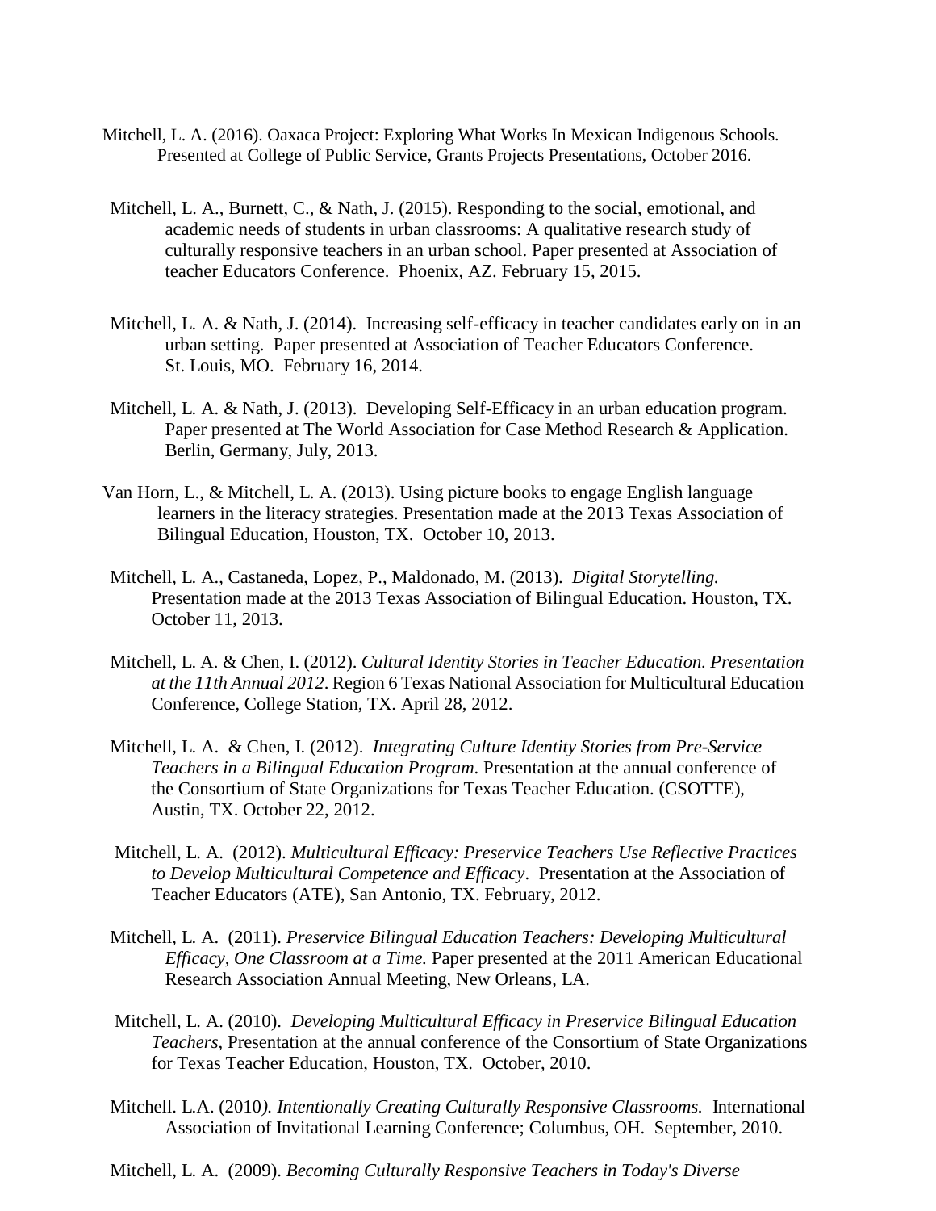Mitchell, L. A. (2016). Oaxaca Project: Exploring What Works In Mexican Indigenous Schools. Presented at College of Public Service, Grants Projects Presentations, October 2016.

Mitchell, L. A., Burnett, C., & Nath, J. (2015). Responding to the social, emotional, and academic needs of students in urban classrooms: A qualitative research study of culturally responsive teachers in an urban school. Paper presented at Association of teacher Educators Conference. Phoenix, AZ. February 15, 2015.

Mitchell, L. A. & Nath, J. (2014). Increasing self-efficacy in teacher candidates early on in an urban setting. Paper presented at Association of Teacher Educators Conference. St. Louis, MO. February 16, 2014.

Mitchell, L. A. & Nath, J. (2013). Developing Self-Efficacy in an urban education program. Paper presented at The World Association for Case Method Research & Application. Berlin, Germany, July, 2013.

Van Horn, L., & Mitchell, L. A. (2013). Using picture books to engage English language learners in the literacy strategies. Presentation made at the 2013 Texas Association of Bilingual Education, Houston, TX. October 10, 2013.

Mitchell, L. A., Castaneda, Lopez, P., Maldonado, M. (2013). *Digital Storytelling.* Presentation made at the 2013 Texas Association of Bilingual Education. Houston, TX. October 11, 2013.

Mitchell, L. A. & Chen, I. (2012). *Cultural Identity Stories in Teacher Education. Presentation at the 11th Annual 2012*. Region 6 Texas National Association for Multicultural Education Conference, College Station, TX. April 28, 2012.

Mitchell, L. A. & Chen, I. (2012). *Integrating Culture Identity Stories from Pre-Service Teachers in a Bilingual Education Program*. Presentation at the annual conference of the Consortium of State Organizations for Texas Teacher Education. (CSOTTE), Austin, TX. October 22, 2012.

Mitchell, L. A. (2012). *Multicultural Efficacy: Preservice Teachers Use Reflective Practices to Develop Multicultural Competence and Efficacy*. Presentation at the Association of Teacher Educators (ATE), San Antonio, TX. February, 2012.

Mitchell, L. A. (2011). *Preservice Bilingual Education Teachers: Developing Multicultural Efficacy, One Classroom at a Time.* Paper presented at the 2011 American Educational Research Association Annual Meeting, New Orleans, LA.

Mitchell, L. A. (2010). *Developing Multicultural Efficacy in Preservice Bilingual Education Teachers,* Presentation at the annual conference of the Consortium of State Organizations for Texas Teacher Education, Houston, TX. October, 2010.

Mitchell. L.A. (2010*). Intentionally Creating Culturally Responsive Classrooms.* International Association of Invitational Learning Conference; Columbus, OH. September, 2010.

Mitchell, L. A. (2009). *Becoming Culturally Responsive Teachers in Today's Diverse*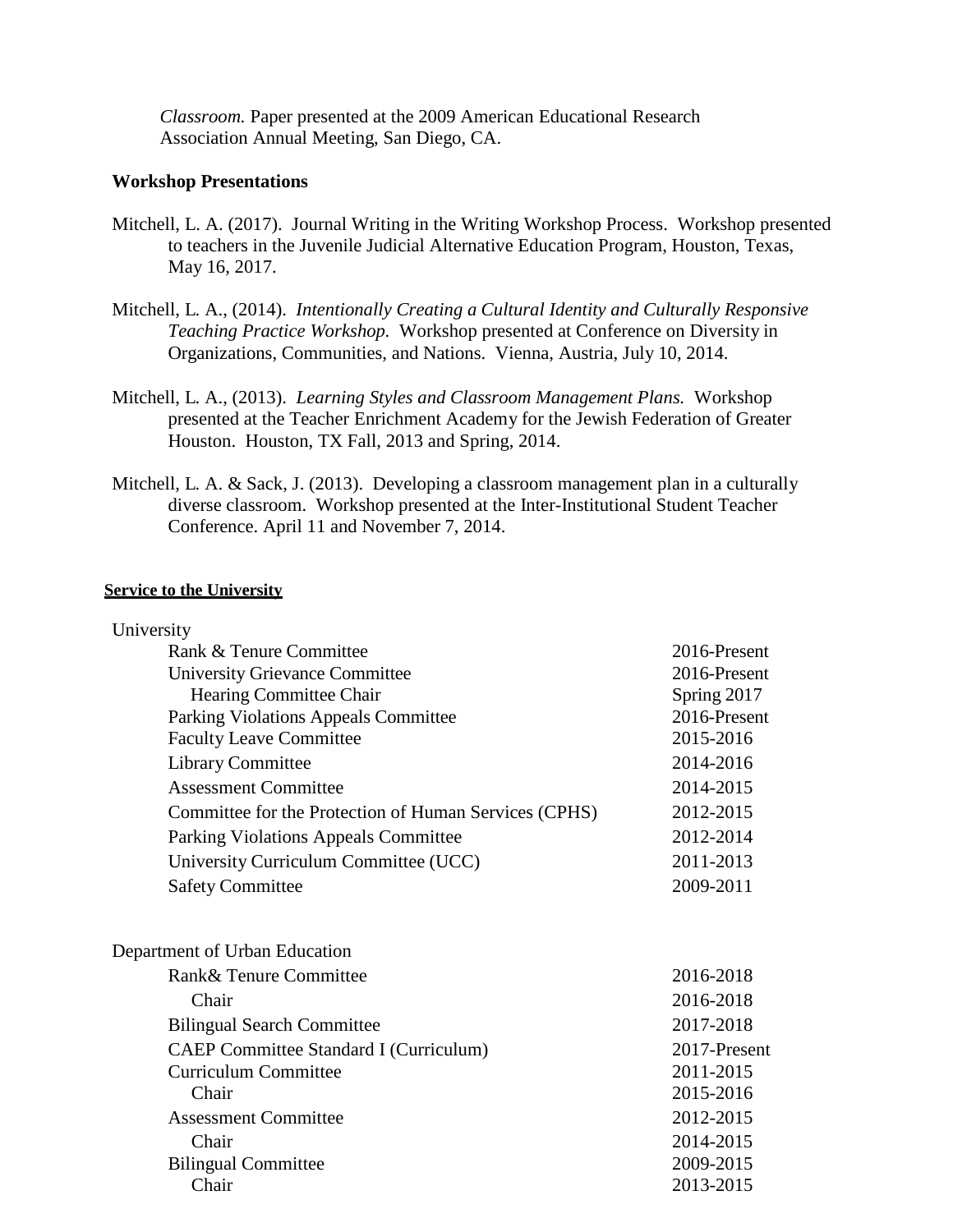*Classroom.* Paper presented at the 2009 American Educational Research Association Annual Meeting, San Diego, CA.

**Workshop Presentations**

Mitchell, L. A. (2017). Journal Writing in the Writing Workshop Process. Workshop presented to teachers in the Juvenile Judicial Alternative Education Program, Houston, Texas, May 16, 2017.

Mitchell, L. A., (2014). *Intentionally Creating a Cultural Identity and Culturally Responsive Teaching Practice Workshop.* Workshop presented at Conference on Diversity in Organizations, Communities, and Nations. Vienna, Austria, July 10, 2014.

Mitchell, L. A., (2013). *Learning Styles and Classroom Management Plans.* Workshop presented at the Teacher Enrichment Academy for the Jewish Federation of Greater Houston. Houston, TX Fall, 2013 and Spring, 2014.

Mitchell, L. A. & Sack, J. (2013). Developing a classroom management plan in a culturally diverse classroom. Workshop presented at the Inter-Institutional Student Teacher Conference. April 11 and November 7, 2014.

**<u>Service to the University</u>**

University

| | |
|---|---|
| Rank & Tenure Committee | 2016-Present |
| University Grievance Committee | 2016-Present |
| Hearing Committee Chair | Spring 2017 |
| Parking Violations Appeals Committee | 2016-Present |
| Faculty Leave Committee | 2015-2016 |
| Library Committee | 2014-2016 |
| Assessment Committee | 2014-2015 |
| Committee for the Protection of Human Services (CPHS) | 2012-2015 |
| Parking Violations Appeals Committee | 2012-2014 |
| University Curriculum Committee (UCC) | 2011-2013 |
| Safety Committee | 2009-2011 |

Department of Urban Education

| | |
|---|---|
| Rank& Tenure Committee | 2016-2018 |
| Chair | 2016-2018 |
| Bilingual Search Committee | 2017-2018 |
| CAEP Committee Standard I (Curriculum) | 2017-Present |
| Curriculum Committee | 2011-2015 |
| Chair | 2015-2016 |
| Assessment Committee | 2012-2015 |
| Chair | 2014-2015 |
| Bilingual Committee | 2009-2015 |
| Chair | 2013-2015 |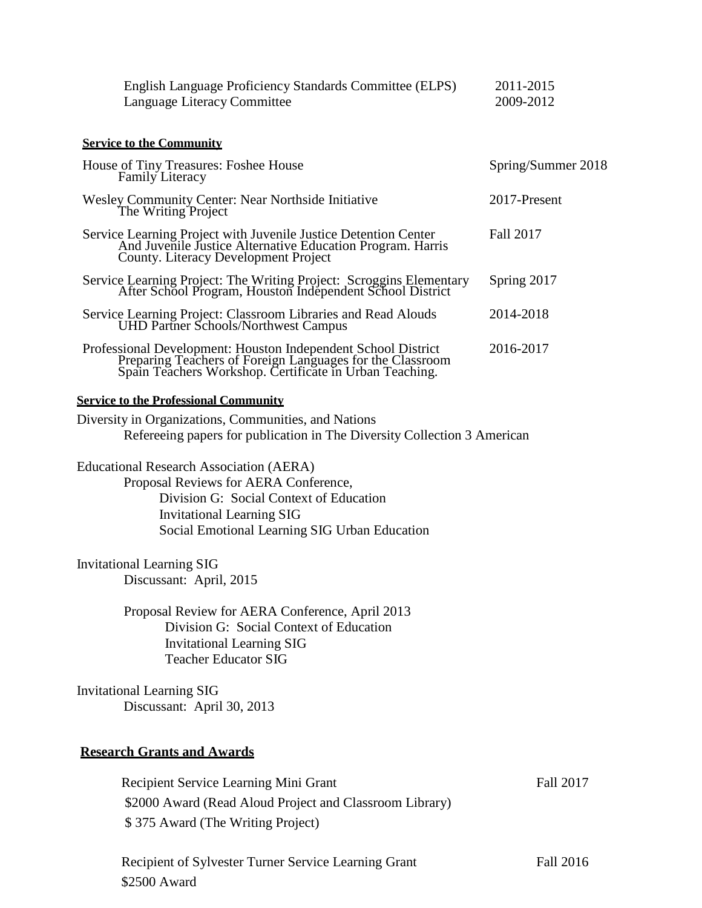English Language Proficiency Standards Committee (ELPS) 2011-2015
Language Literacy Committee 2009-2012

**Service to the Community**

House of Tiny Treasures: Foshee House — Spring/Summer 2018
Family Literacy

Wesley Community Center: Near Northside Initiative — 2017-Present
The Writing Project

Service Learning Project with Juvenile Justice Detention Center And Juvenile Justice Alternative Education Program. Harris County. Literacy Development Project — Fall 2017

Service Learning Project: The Writing Project: Scroggins Elementary After School Program, Houston Independent School District — Spring 2017

Service Learning Project: Classroom Libraries and Read Alouds UHD Partner Schools/Northwest Campus — 2014-2018

Professional Development: Houston Independent School District Preparing Teachers of Foreign Languages for the Classroom Spain Teachers Workshop. Certificate in Urban Teaching. — 2016-2017

**Service to the Professional Community**

Diversity in Organizations, Communities, and Nations
Refereeing papers for publication in The Diversity Collection 3 American

Educational Research Association (AERA)
Proposal Reviews for AERA Conference,
Division G: Social Context of Education
Invitational Learning SIG
Social Emotional Learning SIG Urban Education

Invitational Learning SIG
Discussant: April, 2015

Proposal Review for AERA Conference, April 2013
Division G: Social Context of Education
Invitational Learning SIG
Teacher Educator SIG

Invitational Learning SIG
Discussant: April 30, 2013

**Research Grants and Awards**

Recipient Service Learning Mini Grant — Fall 2017
$2000 Award (Read Aloud Project and Classroom Library)
$ 375 Award (The Writing Project)

Recipient of Sylvester Turner Service Learning Grant — Fall 2016
$2500 Award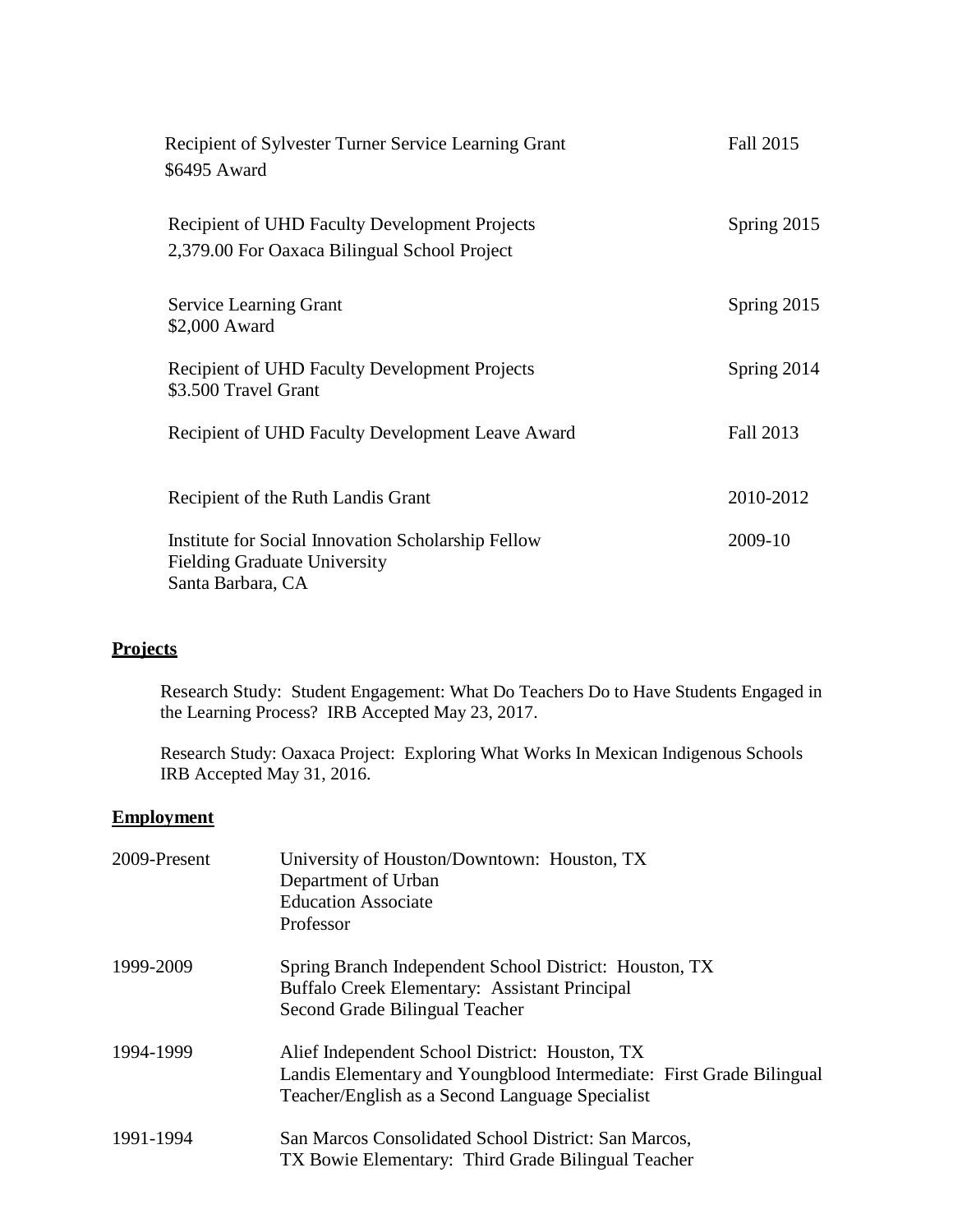Recipient of Sylvester Turner Service Learning Grant — Fall 2015
$6495 Award

Recipient of UHD Faculty Development Projects — Spring 2015
2,379.00 For Oaxaca Bilingual School Project

Service Learning Grant — Spring 2015
$2,000 Award

Recipient of UHD Faculty Development Projects — Spring 2014
$3.500 Travel Grant

Recipient of UHD Faculty Development Leave Award — Fall 2013

Recipient of the Ruth Landis Grant — 2010-2012

Institute for Social Innovation Scholarship Fellow — 2009-10
Fielding Graduate University
Santa Barbara, CA

## Projects

Research Study: Student Engagement: What Do Teachers Do to Have Students Engaged in the Learning Process? IRB Accepted May 23, 2017.

Research Study: Oaxaca Project: Exploring What Works In Mexican Indigenous Schools IRB Accepted May 31, 2016.

## Employment

| | |
|---|---|
| 2009-Present | University of Houston/Downtown: Houston, TX<br>Department of Urban<br>Education Associate<br>Professor |
| 1999-2009 | Spring Branch Independent School District: Houston, TX<br>Buffalo Creek Elementary: Assistant Principal<br>Second Grade Bilingual Teacher |
| 1994-1999 | Alief Independent School District: Houston, TX<br>Landis Elementary and Youngblood Intermediate: First Grade Bilingual Teacher/English as a Second Language Specialist |
| 1991-1994 | San Marcos Consolidated School District: San Marcos, TX Bowie Elementary: Third Grade Bilingual Teacher |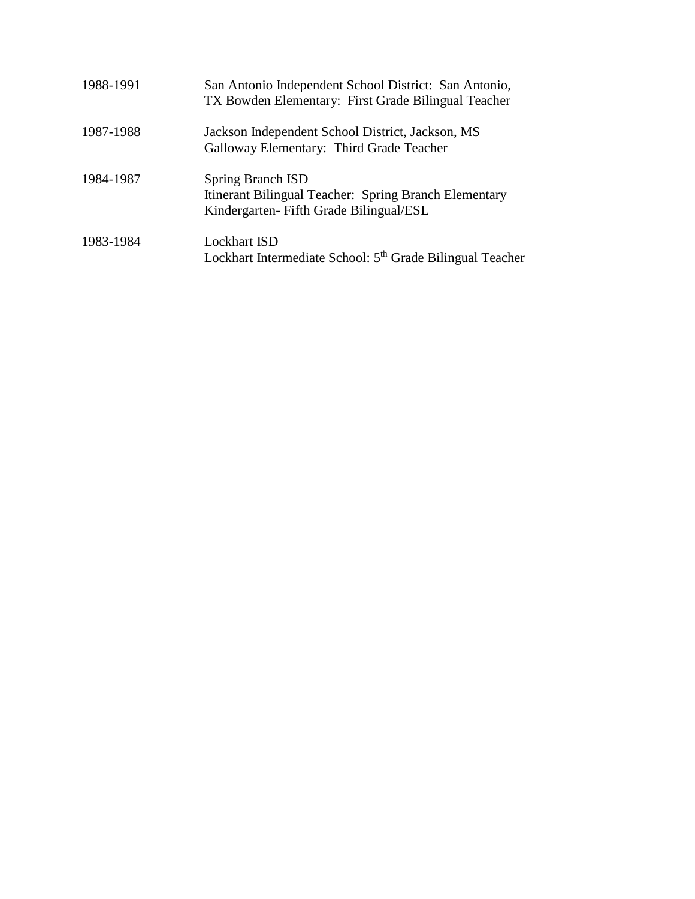| | |
|---|---|
| 1988-1991 | San Antonio Independent School District: San Antonio, TX Bowden Elementary: First Grade Bilingual Teacher |
| 1987-1988 | Jackson Independent School District, Jackson, MS Galloway Elementary: Third Grade Teacher |
| 1984-1987 | Spring Branch ISD Itinerant Bilingual Teacher: Spring Branch Elementary Kindergarten- Fifth Grade Bilingual/ESL |
| 1983-1984 | Lockhart ISD Lockhart Intermediate School: 5th Grade Bilingual Teacher |